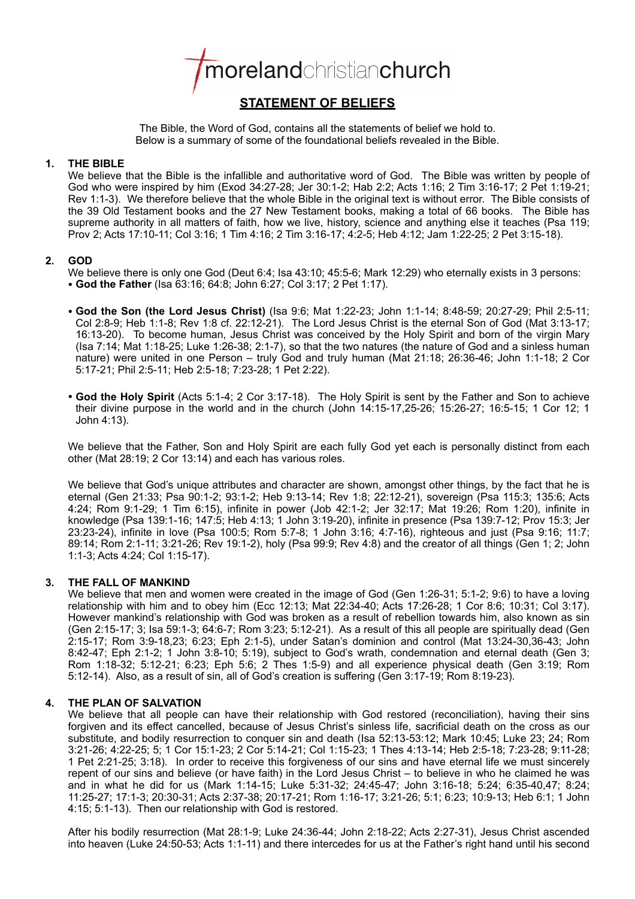morelandchristianchurch

# STATEMENT OF BELIEFS

The Bible, the Word of God, contains all the statements of belief we hold to.
Below is a summary of some of the foundational beliefs revealed in the Bible.

## 1. THE BIBLE

We believe that the Bible is the infallible and authoritative word of God. The Bible was written by people of God who were inspired by him (Exod 34:27-28; Jer 30:1-2; Hab 2:2; Acts 1:16; 2 Tim 3:16-17; 2 Pet 1:19-21; Rev 1:1-3). We therefore believe that the whole Bible in the original text is without error. The Bible consists of the 39 Old Testament books and the 27 New Testament books, making a total of 66 books. The Bible has supreme authority in all matters of faith, how we live, history, science and anything else it teaches (Psa 119; Prov 2; Acts 17:10-11; Col 3:16; 1 Tim 4:16; 2 Tim 3:16-17; 4:2-5; Heb 4:12; Jam 1:22-25; 2 Pet 3:15-18).

## 2. GOD

We believe there is only one God (Deut 6:4; Isa 43:10; 45:5-6; Mark 12:29) who eternally exists in 3 persons:

- **God the Father** (Isa 63:16; 64:8; John 6:27; Col 3:17; 2 Pet 1:17).

- **God the Son (the Lord Jesus Christ)** (Isa 9:6; Mat 1:22-23; John 1:1-14; 8:48-59; 20:27-29; Phil 2:5-11; Col 2:8-9; Heb 1:1-8; Rev 1:8 cf. 22:12-21). The Lord Jesus Christ is the eternal Son of God (Mat 3:13-17; 16:13-20). To become human, Jesus Christ was conceived by the Holy Spirit and born of the virgin Mary (Isa 7:14; Mat 1:18-25; Luke 1:26-38; 2:1-7), so that the two natures (the nature of God and a sinless human nature) were united in one Person – truly God and truly human (Mat 21:18; 26:36-46; John 1:1-18; 2 Cor 5:17-21; Phil 2:5-11; Heb 2:5-18; 7:23-28; 1 Pet 2:22).

- **God the Holy Spirit** (Acts 5:1-4; 2 Cor 3:17-18). The Holy Spirit is sent by the Father and Son to achieve their divine purpose in the world and in the church (John 14:15-17,25-26; 15:26-27; 16:5-15; 1 Cor 12; 1 John 4:13).

We believe that the Father, Son and Holy Spirit are each fully God yet each is personally distinct from each other (Mat 28:19; 2 Cor 13:14) and each has various roles.

We believe that God's unique attributes and character are shown, amongst other things, by the fact that he is eternal (Gen 21:33; Psa 90:1-2; 93:1-2; Heb 9:13-14; Rev 1:8; 22:12-21), sovereign (Psa 115:3; 135:6; Acts 4:24; Rom 9:1-29; 1 Tim 6:15), infinite in power (Job 42:1-2; Jer 32:17; Mat 19:26; Rom 1:20), infinite in knowledge (Psa 139:1-16; 147:5; Heb 4:13; 1 John 3:19-20), infinite in presence (Psa 139:7-12; Prov 15:3; Jer 23:23-24), infinite in love (Psa 100:5; Rom 5:7-8; 1 John 3:16; 4:7-16), righteous and just (Psa 9:16; 11:7; 89:14; Rom 2:1-11; 3:21-26; Rev 19:1-2), holy (Psa 99:9; Rev 4:8) and the creator of all things (Gen 1; 2; John 1:1-3; Acts 4:24; Col 1:15-17).

## 3. THE FALL OF MANKIND

We believe that men and women were created in the image of God (Gen 1:26-31; 5:1-2; 9:6) to have a loving relationship with him and to obey him (Ecc 12:13; Mat 22:34-40; Acts 17:26-28; 1 Cor 8:6; 10:31; Col 3:17). However mankind's relationship with God was broken as a result of rebellion towards him, also known as sin (Gen 2:15-17; 3; Isa 59:1-3; 64:6-7; Rom 3:23; 5:12-21). As a result of this all people are spiritually dead (Gen 2:15-17; Rom 3:9-18,23; 6:23; Eph 2:1-5), under Satan's dominion and control (Mat 13:24-30,36-43; John 8:42-47; Eph 2:1-2; 1 John 3:8-10; 5:19), subject to God's wrath, condemnation and eternal death (Gen 3; Rom 1:18-32; 5:12-21; 6:23; Eph 5:6; 2 Thes 1:5-9) and all experience physical death (Gen 3:19; Rom 5:12-14). Also, as a result of sin, all of God's creation is suffering (Gen 3:17-19; Rom 8:19-23).

## 4. THE PLAN OF SALVATION

We believe that all people can have their relationship with God restored (reconciliation), having their sins forgiven and its effect cancelled, because of Jesus Christ's sinless life, sacrificial death on the cross as our substitute, and bodily resurrection to conquer sin and death (Isa 52:13-53:12; Mark 10:45; Luke 23; 24; Rom 3:21-26; 4:22-25; 5; 1 Cor 15:1-23; 2 Cor 5:14-21; Col 1:15-23; 1 Thes 4:13-14; Heb 2:5-18; 7:23-28; 9:11-28; 1 Pet 2:21-25; 3:18). In order to receive this forgiveness of our sins and have eternal life we must sincerely repent of our sins and believe (or have faith) in the Lord Jesus Christ – to believe in who he claimed he was and in what he did for us (Mark 1:14-15; Luke 5:31-32; 24:45-47; John 3:16-18; 5:24; 6:35-40,47; 8:24; 11:25-27; 17:1-3; 20:30-31; Acts 2:37-38; 20:17-21; Rom 1:16-17; 3:21-26; 5:1; 6:23; 10:9-13; Heb 6:1; 1 John 4:15; 5:1-13). Then our relationship with God is restored.

After his bodily resurrection (Mat 28:1-9; Luke 24:36-44; John 2:18-22; Acts 2:27-31), Jesus Christ ascended into heaven (Luke 24:50-53; Acts 1:1-11) and there intercedes for us at the Father's right hand until his second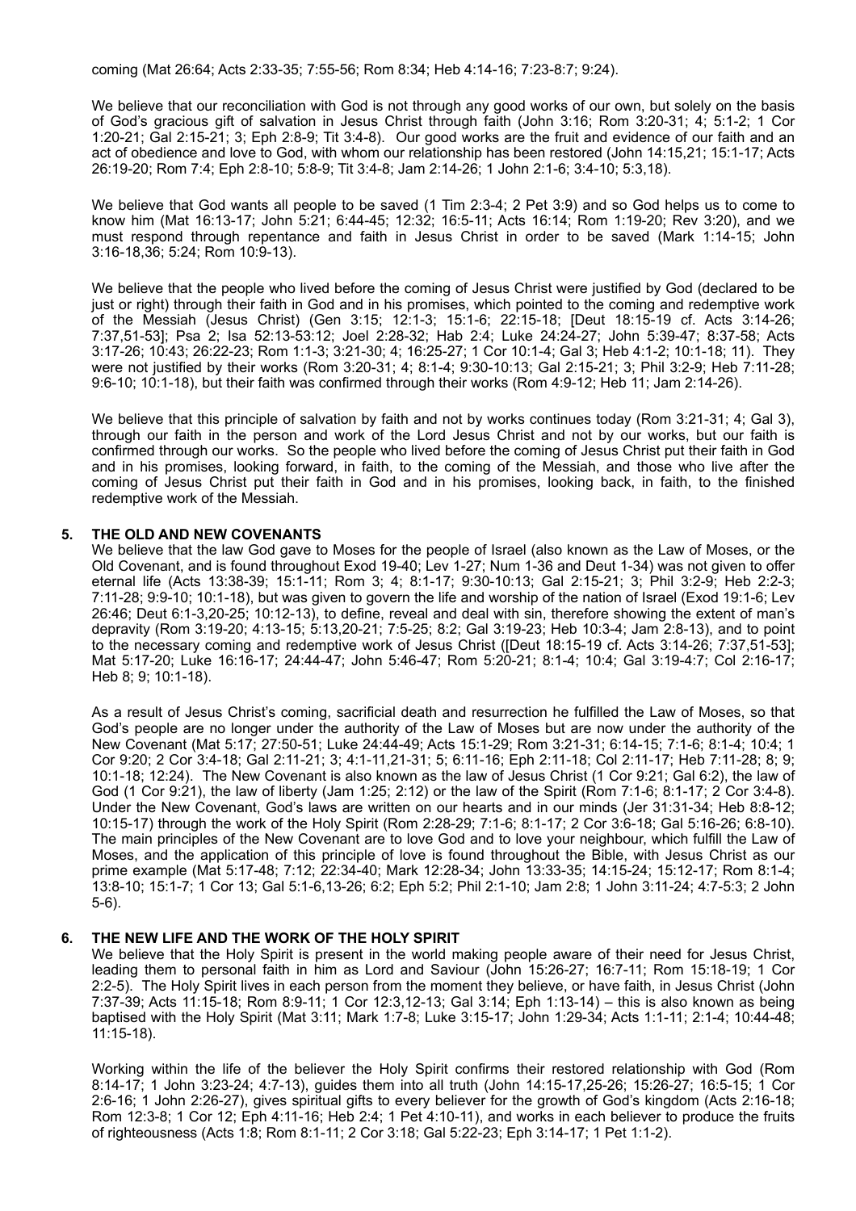coming (Mat 26:64; Acts 2:33-35; 7:55-56; Rom 8:34; Heb 4:14-16; 7:23-8:7; 9:24).

We believe that our reconciliation with God is not through any good works of our own, but solely on the basis of God's gracious gift of salvation in Jesus Christ through faith (John 3:16; Rom 3:20-31; 4; 5:1-2; 1 Cor 1:20-21; Gal 2:15-21; 3; Eph 2:8-9; Tit 3:4-8). Our good works are the fruit and evidence of our faith and an act of obedience and love to God, with whom our relationship has been restored (John 14:15,21; 15:1-17; Acts 26:19-20; Rom 7:4; Eph 2:8-10; 5:8-9; Tit 3:4-8; Jam 2:14-26; 1 John 2:1-6; 3:4-10; 5:3,18).

We believe that God wants all people to be saved (1 Tim 2:3-4; 2 Pet 3:9) and so God helps us to come to know him (Mat 16:13-17; John 5:21; 6:44-45; 12:32; 16:5-11; Acts 16:14; Rom 1:19-20; Rev 3:20), and we must respond through repentance and faith in Jesus Christ in order to be saved (Mark 1:14-15; John 3:16-18,36; 5:24; Rom 10:9-13).

We believe that the people who lived before the coming of Jesus Christ were justified by God (declared to be just or right) through their faith in God and in his promises, which pointed to the coming and redemptive work of the Messiah (Jesus Christ) (Gen 3:15; 12:1-3; 15:1-6; 22:15-18; [Deut 18:15-19 cf. Acts 3:14-26; 7:37,51-53]; Psa 2; Isa 52:13-53:12; Joel 2:28-32; Hab 2:4; Luke 24:24-27; John 5:39-47; 8:37-58; Acts 3:17-26; 10:43; 26:22-23; Rom 1:1-3; 3:21-30; 4; 16:25-27; 1 Cor 10:1-4; Gal 3; Heb 4:1-2; 10:1-18; 11). They were not justified by their works (Rom 3:20-31; 4; 8:1-4; 9:30-10:13; Gal 2:15-21; 3; Phil 3:2-9; Heb 7:11-28; 9:6-10; 10:1-18), but their faith was confirmed through their works (Rom 4:9-12; Heb 11; Jam 2:14-26).

We believe that this principle of salvation by faith and not by works continues today (Rom 3:21-31; 4; Gal 3), through our faith in the person and work of the Lord Jesus Christ and not by our works, but our faith is confirmed through our works. So the people who lived before the coming of Jesus Christ put their faith in God and in his promises, looking forward, in faith, to the coming of the Messiah, and those who live after the coming of Jesus Christ put their faith in God and in his promises, looking back, in faith, to the finished redemptive work of the Messiah.

## 5. THE OLD AND NEW COVENANTS

We believe that the law God gave to Moses for the people of Israel (also known as the Law of Moses, or the Old Covenant, and is found throughout Exod 19-40; Lev 1-27; Num 1-36 and Deut 1-34) was not given to offer eternal life (Acts 13:38-39; 15:1-11; Rom 3; 4; 8:1-17; 9:30-10:13; Gal 2:15-21; 3; Phil 3:2-9; Heb 2:2-3; 7:11-28; 9:9-10; 10:1-18), but was given to govern the life and worship of the nation of Israel (Exod 19:1-6; Lev 26:46; Deut 6:1-3,20-25; 10:12-13), to define, reveal and deal with sin, therefore showing the extent of man's depravity (Rom 3:19-20; 4:13-15; 5:13,20-21; 7:5-25; 8:2; Gal 3:19-23; Heb 10:3-4; Jam 2:8-13), and to point to the necessary coming and redemptive work of Jesus Christ ([Deut 18:15-19 cf. Acts 3:14-26; 7:37,51-53]; Mat 5:17-20; Luke 16:16-17; 24:44-47; John 5:46-47; Rom 5:20-21; 8:1-4; 10:4; Gal 3:19-4:7; Col 2:16-17; Heb 8; 9; 10:1-18).

As a result of Jesus Christ's coming, sacrificial death and resurrection he fulfilled the Law of Moses, so that God's people are no longer under the authority of the Law of Moses but are now under the authority of the New Covenant (Mat 5:17; 27:50-51; Luke 24:44-49; Acts 15:1-29; Rom 3:21-31; 6:14-15; 7:1-6; 8:1-4; 10:4; 1 Cor 9:20; 2 Cor 3:4-18; Gal 2:11-21; 3; 4:1-11,21-31; 5; 6:11-16; Eph 2:11-18; Col 2:11-17; Heb 7:11-28; 8; 9; 10:1-18; 12:24). The New Covenant is also known as the law of Jesus Christ (1 Cor 9:21; Gal 6:2), the law of God (1 Cor 9:21), the law of liberty (Jam 1:25; 2:12) or the law of the Spirit (Rom 7:1-6; 8:1-17; 2 Cor 3:4-8). Under the New Covenant, God's laws are written on our hearts and in our minds (Jer 31:31-34; Heb 8:8-12; 10:15-17) through the work of the Holy Spirit (Rom 2:28-29; 7:1-6; 8:1-17; 2 Cor 3:6-18; Gal 5:16-26; 6:8-10). The main principles of the New Covenant are to love God and to love your neighbour, which fulfill the Law of Moses, and the application of this principle of love is found throughout the Bible, with Jesus Christ as our prime example (Mat 5:17-48; 7:12; 22:34-40; Mark 12:28-34; John 13:33-35; 14:15-24; 15:12-17; Rom 8:1-4; 13:8-10; 15:1-7; 1 Cor 13; Gal 5:1-6,13-26; 6:2; Eph 5:2; Phil 2:1-10; Jam 2:8; 1 John 3:11-24; 4:7-5:3; 2 John 5-6).

## 6. THE NEW LIFE AND THE WORK OF THE HOLY SPIRIT

We believe that the Holy Spirit is present in the world making people aware of their need for Jesus Christ, leading them to personal faith in him as Lord and Saviour (John 15:26-27; 16:7-11; Rom 15:18-19; 1 Cor 2:2-5). The Holy Spirit lives in each person from the moment they believe, or have faith, in Jesus Christ (John 7:37-39; Acts 11:15-18; Rom 8:9-11; 1 Cor 12:3,12-13; Gal 3:14; Eph 1:13-14) – this is also known as being baptised with the Holy Spirit (Mat 3:11; Mark 1:7-8; Luke 3:15-17; John 1:29-34; Acts 1:1-11; 2:1-4; 10:44-48; 11:15-18).

Working within the life of the believer the Holy Spirit confirms their restored relationship with God (Rom 8:14-17; 1 John 3:23-24; 4:7-13), guides them into all truth (John 14:15-17,25-26; 15:26-27; 16:5-15; 1 Cor 2:6-16; 1 John 2:26-27), gives spiritual gifts to every believer for the growth of God's kingdom (Acts 2:16-18; Rom 12:3-8; 1 Cor 12; Eph 4:11-16; Heb 2:4; 1 Pet 4:10-11), and works in each believer to produce the fruits of righteousness (Acts 1:8; Rom 8:1-11; 2 Cor 3:18; Gal 5:22-23; Eph 3:14-17; 1 Pet 1:1-2).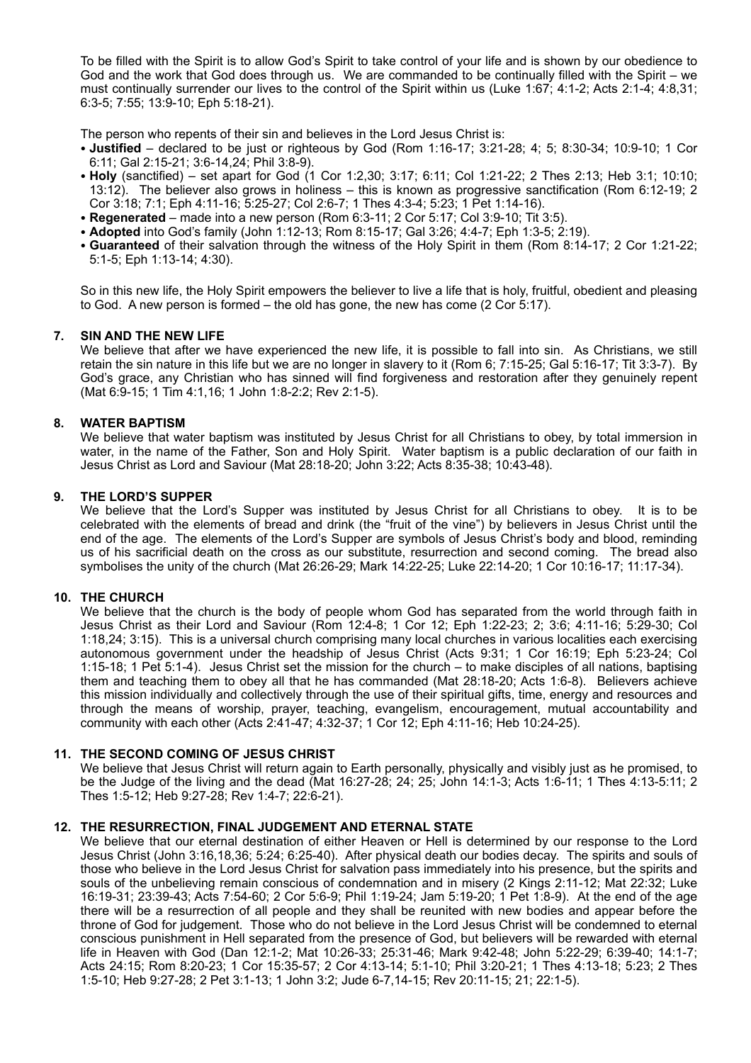To be filled with the Spirit is to allow God's Spirit to take control of your life and is shown by our obedience to God and the work that God does through us. We are commanded to be continually filled with the Spirit – we must continually surrender our lives to the control of the Spirit within us (Luke 1:67; 4:1-2; Acts 2:1-4; 4:8,31; 6:3-5; 7:55; 13:9-10; Eph 5:18-21).

The person who repents of their sin and believes in the Lord Jesus Christ is:

- **Justified** – declared to be just or righteous by God (Rom 1:16-17; 3:21-28; 4; 5; 8:30-34; 10:9-10; 1 Cor 6:11; Gal 2:15-21; 3:6-14,24; Phil 3:8-9).
- **Holy** (sanctified) – set apart for God (1 Cor 1:2,30; 3:17; 6:11; Col 1:21-22; 2 Thes 2:13; Heb 3:1; 10:10; 13:12). The believer also grows in holiness – this is known as progressive sanctification (Rom 6:12-19; 2 Cor 3:18; 7:1; Eph 4:11-16; 5:25-27; Col 2:6-7; 1 Thes 4:3-4; 5:23; 1 Pet 1:14-16).
- **Regenerated** – made into a new person (Rom 6:3-11; 2 Cor 5:17; Col 3:9-10; Tit 3:5).
- **Adopted** into God's family (John 1:12-13; Rom 8:15-17; Gal 3:26; 4:4-7; Eph 1:3-5; 2:19).
- **Guaranteed** of their salvation through the witness of the Holy Spirit in them (Rom 8:14-17; 2 Cor 1:21-22; 5:1-5; Eph 1:13-14; 4:30).

So in this new life, the Holy Spirit empowers the believer to live a life that is holy, fruitful, obedient and pleasing to God. A new person is formed – the old has gone, the new has come (2 Cor 5:17).

## 7. SIN AND THE NEW LIFE

We believe that after we have experienced the new life, it is possible to fall into sin. As Christians, we still retain the sin nature in this life but we are no longer in slavery to it (Rom 6; 7:15-25; Gal 5:16-17; Tit 3:3-7). By God's grace, any Christian who has sinned will find forgiveness and restoration after they genuinely repent (Mat 6:9-15; 1 Tim 4:1,16; 1 John 1:8-2:2; Rev 2:1-5).

## 8. WATER BAPTISM

We believe that water baptism was instituted by Jesus Christ for all Christians to obey, by total immersion in water, in the name of the Father, Son and Holy Spirit. Water baptism is a public declaration of our faith in Jesus Christ as Lord and Saviour (Mat 28:18-20; John 3:22; Acts 8:35-38; 10:43-48).

## 9. THE LORD'S SUPPER

We believe that the Lord's Supper was instituted by Jesus Christ for all Christians to obey. It is to be celebrated with the elements of bread and drink (the "fruit of the vine") by believers in Jesus Christ until the end of the age. The elements of the Lord's Supper are symbols of Jesus Christ's body and blood, reminding us of his sacrificial death on the cross as our substitute, resurrection and second coming. The bread also symbolises the unity of the church (Mat 26:26-29; Mark 14:22-25; Luke 22:14-20; 1 Cor 10:16-17; 11:17-34).

## 10. THE CHURCH

We believe that the church is the body of people whom God has separated from the world through faith in Jesus Christ as their Lord and Saviour (Rom 12:4-8; 1 Cor 12; Eph 1:22-23; 2; 3:6; 4:11-16; 5:29-30; Col 1:18,24; 3:15). This is a universal church comprising many local churches in various localities each exercising autonomous government under the headship of Jesus Christ (Acts 9:31; 1 Cor 16:19; Eph 5:23-24; Col 1:15-18; 1 Pet 5:1-4). Jesus Christ set the mission for the church – to make disciples of all nations, baptising them and teaching them to obey all that he has commanded (Mat 28:18-20; Acts 1:6-8). Believers achieve this mission individually and collectively through the use of their spiritual gifts, time, energy and resources and through the means of worship, prayer, teaching, evangelism, encouragement, mutual accountability and community with each other (Acts 2:41-47; 4:32-37; 1 Cor 12; Eph 4:11-16; Heb 10:24-25).

## 11. THE SECOND COMING OF JESUS CHRIST

We believe that Jesus Christ will return again to Earth personally, physically and visibly just as he promised, to be the Judge of the living and the dead (Mat 16:27-28; 24; 25; John 14:1-3; Acts 1:6-11; 1 Thes 4:13-5:11; 2 Thes 1:5-12; Heb 9:27-28; Rev 1:4-7; 22:6-21).

## 12. THE RESURRECTION, FINAL JUDGEMENT AND ETERNAL STATE

We believe that our eternal destination of either Heaven or Hell is determined by our response to the Lord Jesus Christ (John 3:16,18,36; 5:24; 6:25-40). After physical death our bodies decay. The spirits and souls of those who believe in the Lord Jesus Christ for salvation pass immediately into his presence, but the spirits and souls of the unbelieving remain conscious of condemnation and in misery (2 Kings 2:11-12; Mat 22:32; Luke 16:19-31; 23:39-43; Acts 7:54-60; 2 Cor 5:6-9; Phil 1:19-24; Jam 5:19-20; 1 Pet 1:8-9). At the end of the age there will be a resurrection of all people and they shall be reunited with new bodies and appear before the throne of God for judgement. Those who do not believe in the Lord Jesus Christ will be condemned to eternal conscious punishment in Hell separated from the presence of God, but believers will be rewarded with eternal life in Heaven with God (Dan 12:1-2; Mat 10:26-33; 25:31-46; Mark 9:42-48; John 5:22-29; 6:39-40; 14:1-7; Acts 24:15; Rom 8:20-23; 1 Cor 15:35-57; 2 Cor 4:13-14; 5:1-10; Phil 3:20-21; 1 Thes 4:13-18; 5:23; 2 Thes 1:5-10; Heb 9:27-28; 2 Pet 3:1-13; 1 John 3:2; Jude 6-7,14-15; Rev 20:11-15; 21; 22:1-5).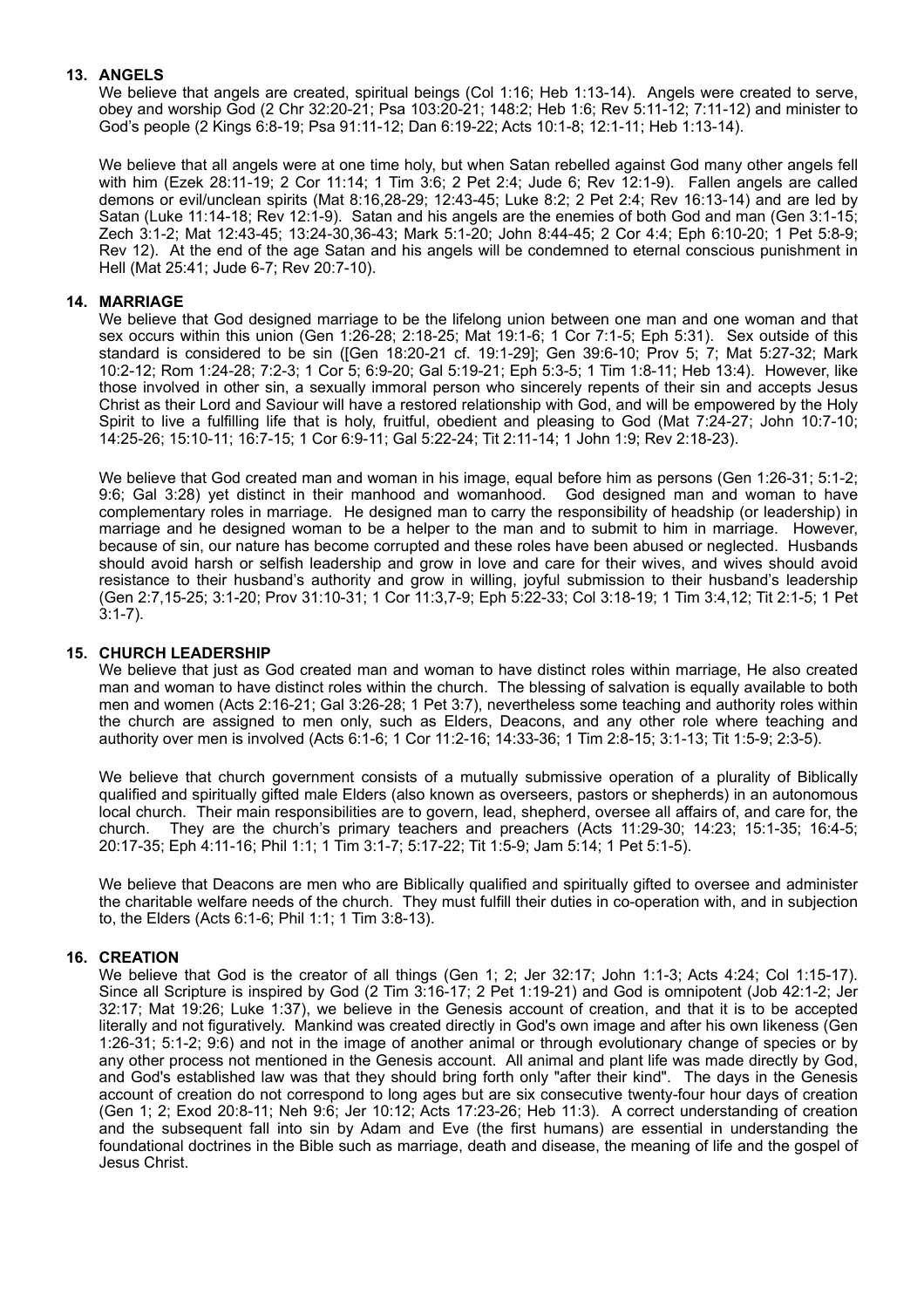## 13. ANGELS

We believe that angels are created, spiritual beings (Col 1:16; Heb 1:13-14). Angels were created to serve, obey and worship God (2 Chr 32:20-21; Psa 103:20-21; 148:2; Heb 1:6; Rev 5:11-12; 7:11-12) and minister to God's people (2 Kings 6:8-19; Psa 91:11-12; Dan 6:19-22; Acts 10:1-8; 12:1-11; Heb 1:13-14).

We believe that all angels were at one time holy, but when Satan rebelled against God many other angels fell with him (Ezek 28:11-19; 2 Cor 11:14; 1 Tim 3:6; 2 Pet 2:4; Jude 6; Rev 12:1-9). Fallen angels are called demons or evil/unclean spirits (Mat 8:16,28-29; 12:43-45; Luke 8:2; 2 Pet 2:4; Rev 16:13-14) and are led by Satan (Luke 11:14-18; Rev 12:1-9). Satan and his angels are the enemies of both God and man (Gen 3:1-15; Zech 3:1-2; Mat 12:43-45; 13:24-30,36-43; Mark 5:1-20; John 8:44-45; 2 Cor 4:4; Eph 6:10-20; 1 Pet 5:8-9; Rev 12). At the end of the age Satan and his angels will be condemned to eternal conscious punishment in Hell (Mat 25:41; Jude 6-7; Rev 20:7-10).

## 14. MARRIAGE

We believe that God designed marriage to be the lifelong union between one man and one woman and that sex occurs within this union (Gen 1:26-28; 2:18-25; Mat 19:1-6; 1 Cor 7:1-5; Eph 5:31). Sex outside of this standard is considered to be sin ([Gen 18:20-21 cf. 19:1-29]; Gen 39:6-10; Prov 5; 7; Mat 5:27-32; Mark 10:2-12; Rom 1:24-28; 7:2-3; 1 Cor 5; 6:9-20; Gal 5:19-21; Eph 5:3-5; 1 Tim 1:8-11; Heb 13:4). However, like those involved in other sin, a sexually immoral person who sincerely repents of their sin and accepts Jesus Christ as their Lord and Saviour will have a restored relationship with God, and will be empowered by the Holy Spirit to live a fulfilling life that is holy, fruitful, obedient and pleasing to God (Mat 7:24-27; John 10:7-10; 14:25-26; 15:10-11; 16:7-15; 1 Cor 6:9-11; Gal 5:22-24; Tit 2:11-14; 1 John 1:9; Rev 2:18-23).

We believe that God created man and woman in his image, equal before him as persons (Gen 1:26-31; 5:1-2; 9:6; Gal 3:28) yet distinct in their manhood and womanhood. God designed man and woman to have complementary roles in marriage. He designed man to carry the responsibility of headship (or leadership) in marriage and he designed woman to be a helper to the man and to submit to him in marriage. However, because of sin, our nature has become corrupted and these roles have been abused or neglected. Husbands should avoid harsh or selfish leadership and grow in love and care for their wives, and wives should avoid resistance to their husband's authority and grow in willing, joyful submission to their husband's leadership (Gen 2:7,15-25; 3:1-20; Prov 31:10-31; 1 Cor 11:3,7-9; Eph 5:22-33; Col 3:18-19; 1 Tim 3:4,12; Tit 2:1-5; 1 Pet 3:1-7).

## 15. CHURCH LEADERSHIP

We believe that just as God created man and woman to have distinct roles within marriage, He also created man and woman to have distinct roles within the church. The blessing of salvation is equally available to both men and women (Acts 2:16-21; Gal 3:26-28; 1 Pet 3:7), nevertheless some teaching and authority roles within the church are assigned to men only, such as Elders, Deacons, and any other role where teaching and authority over men is involved (Acts 6:1-6; 1 Cor 11:2-16; 14:33-36; 1 Tim 2:8-15; 3:1-13; Tit 1:5-9; 2:3-5).

We believe that church government consists of a mutually submissive operation of a plurality of Biblically qualified and spiritually gifted male Elders (also known as overseers, pastors or shepherds) in an autonomous local church. Their main responsibilities are to govern, lead, shepherd, oversee all affairs of, and care for, the church. They are the church's primary teachers and preachers (Acts 11:29-30; 14:23; 15:1-35; 16:4-5; 20:17-35; Eph 4:11-16; Phil 1:1; 1 Tim 3:1-7; 5:17-22; Tit 1:5-9; Jam 5:14; 1 Pet 5:1-5).

We believe that Deacons are men who are Biblically qualified and spiritually gifted to oversee and administer the charitable welfare needs of the church. They must fulfill their duties in co-operation with, and in subjection to, the Elders (Acts 6:1-6; Phil 1:1; 1 Tim 3:8-13).

## 16. CREATION

We believe that God is the creator of all things (Gen 1; 2; Jer 32:17; John 1:1-3; Acts 4:24; Col 1:15-17). Since all Scripture is inspired by God (2 Tim 3:16-17; 2 Pet 1:19-21) and God is omnipotent (Job 42:1-2; Jer 32:17; Mat 19:26; Luke 1:37), we believe in the Genesis account of creation, and that it is to be accepted literally and not figuratively. Mankind was created directly in God's own image and after his own likeness (Gen 1:26-31; 5:1-2; 9:6) and not in the image of another animal or through evolutionary change of species or by any other process not mentioned in the Genesis account. All animal and plant life was made directly by God, and God's established law was that they should bring forth only "after their kind". The days in the Genesis account of creation do not correspond to long ages but are six consecutive twenty-four hour days of creation (Gen 1; 2; Exod 20:8-11; Neh 9:6; Jer 10:12; Acts 17:23-26; Heb 11:3). A correct understanding of creation and the subsequent fall into sin by Adam and Eve (the first humans) are essential in understanding the foundational doctrines in the Bible such as marriage, death and disease, the meaning of life and the gospel of Jesus Christ.